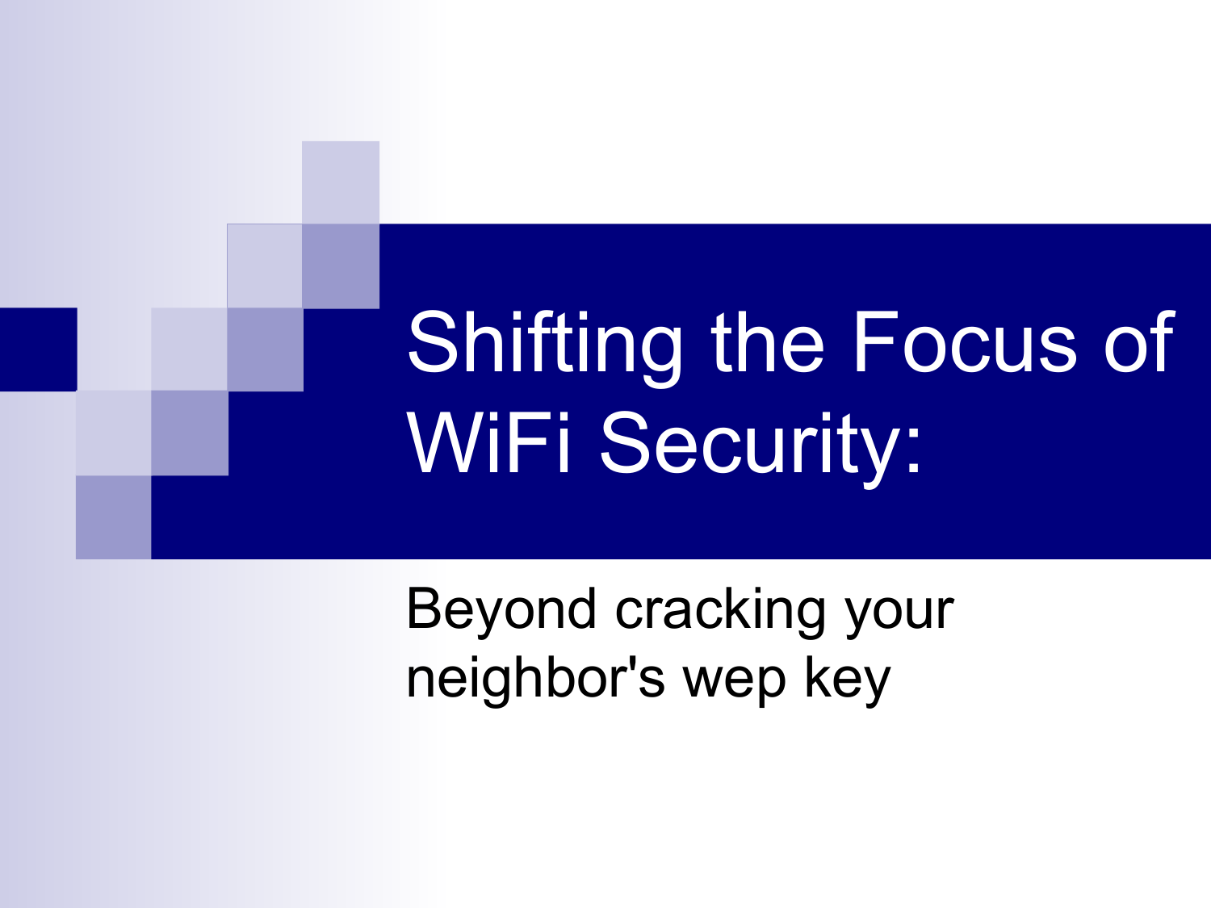# Shifting the Focus of WiFi Security:

Beyond cracking your neighbor's wep key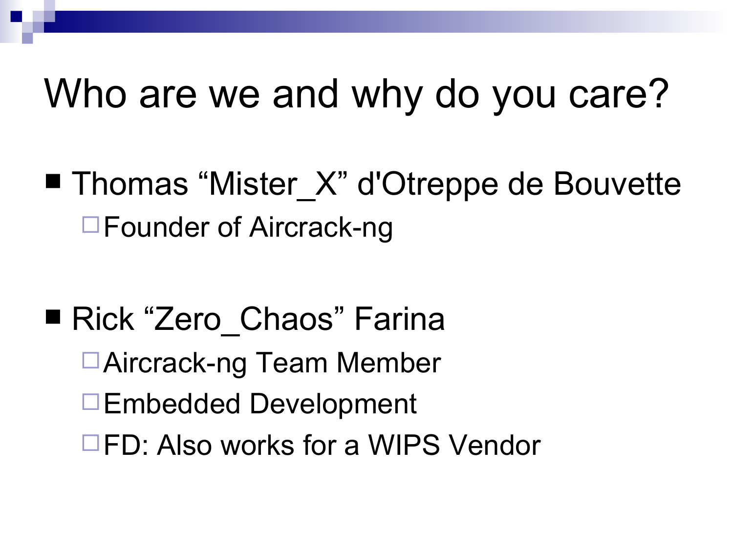# Who are we and why do you care?

- Thomas “Mister_X” d'Otreppe de Bouvette
  - Founder of Aircrack-ng
- Rick “Zero_Chaos” Farina
  - Aircrack-ng Team Member
  - Embedded Development
  - FD: Also works for a WIPS Vendor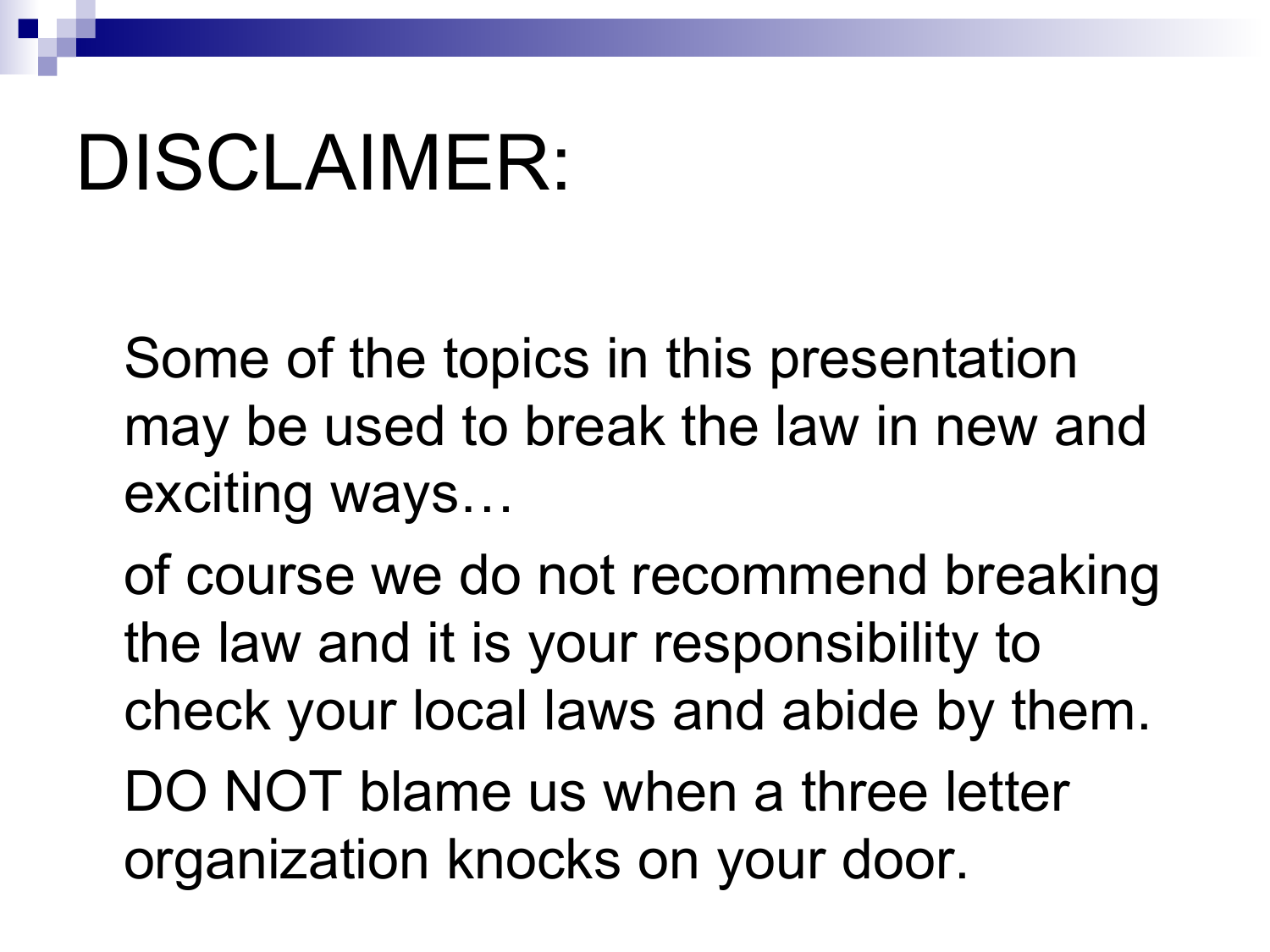# DISCLAIMER:

Some of the topics in this presentation may be used to break the law in new and exciting ways…

of course we do not recommend breaking the law and it is your responsibility to check your local laws and abide by them.

DO NOT blame us when a three letter organization knocks on your door.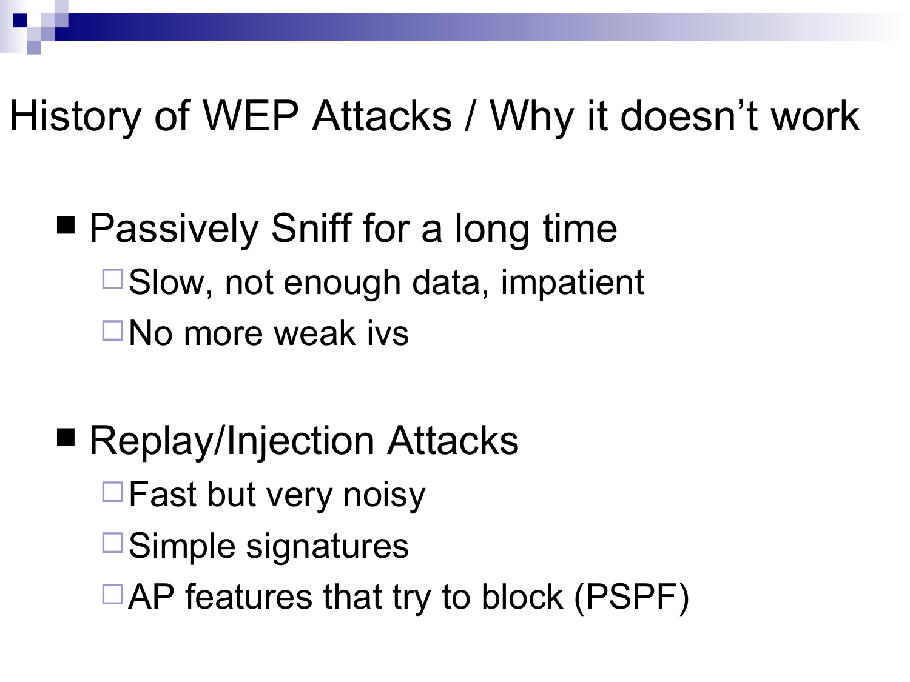# History of WEP Attacks / Why it doesn't work

- Passively Sniff for a long time
  - Slow, not enough data, impatient
  - No more weak ivs
- Replay/Injection Attacks
  - Fast but very noisy
  - Simple signatures
  - AP features that try to block (PSPF)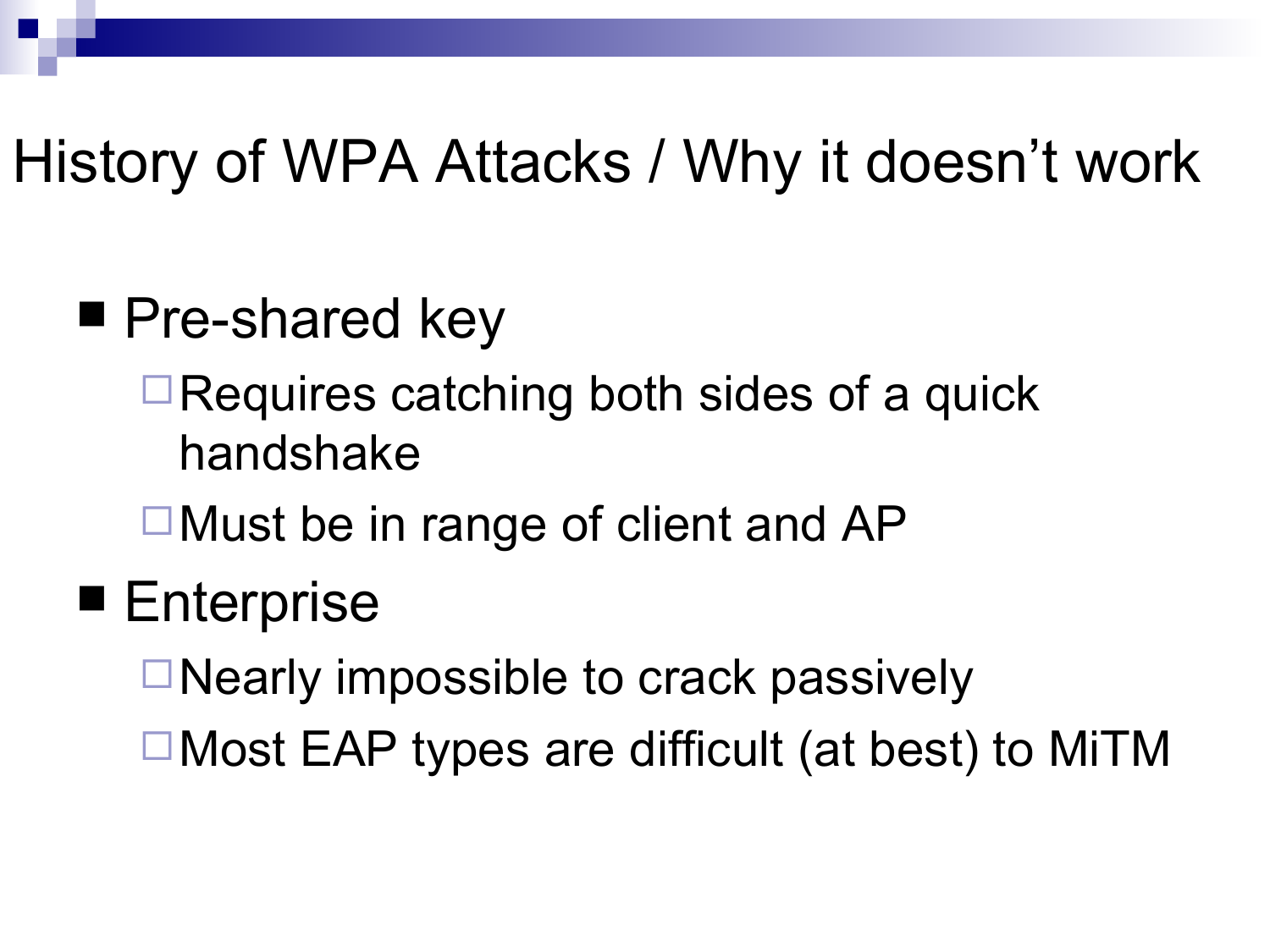# History of WPA Attacks / Why it doesn't work

- Pre-shared key
  - Requires catching both sides of a quick handshake
  - Must be in range of client and AP
- Enterprise
  - Nearly impossible to crack passively
  - Most EAP types are difficult (at best) to MiTM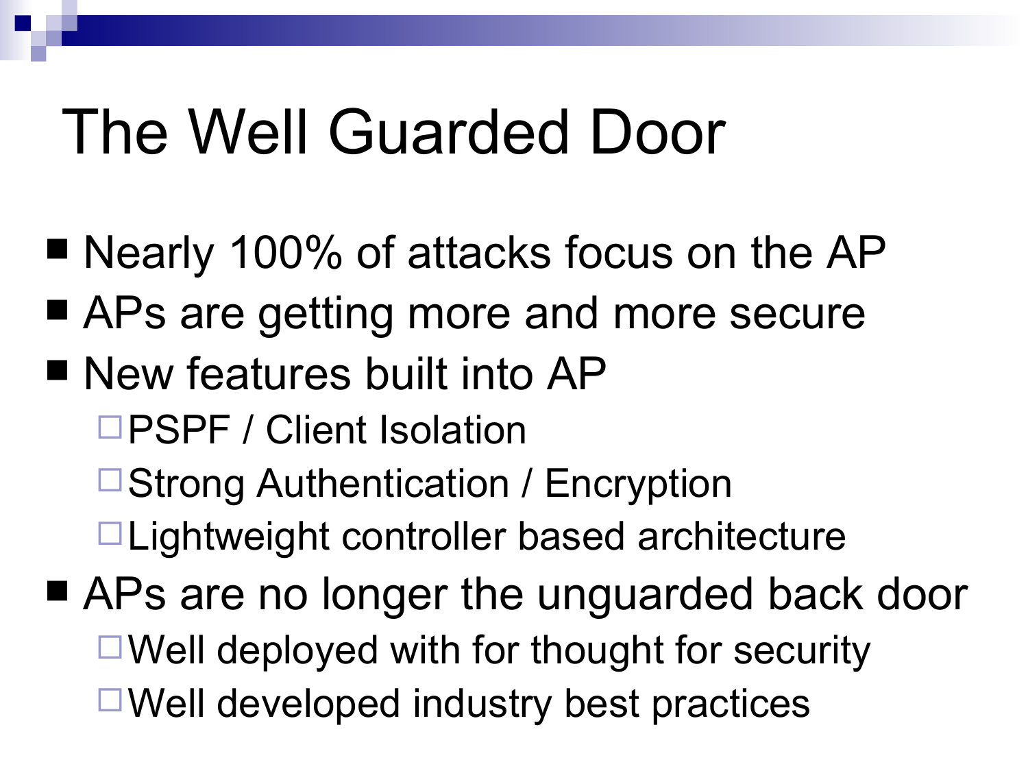# The Well Guarded Door

- Nearly 100% of attacks focus on the AP
- APs are getting more and more secure
- New features built into AP
  - PSPF / Client Isolation
  - Strong Authentication / Encryption
  - Lightweight controller based architecture
- APs are no longer the unguarded back door
  - Well deployed with for thought for security
  - Well developed industry best practices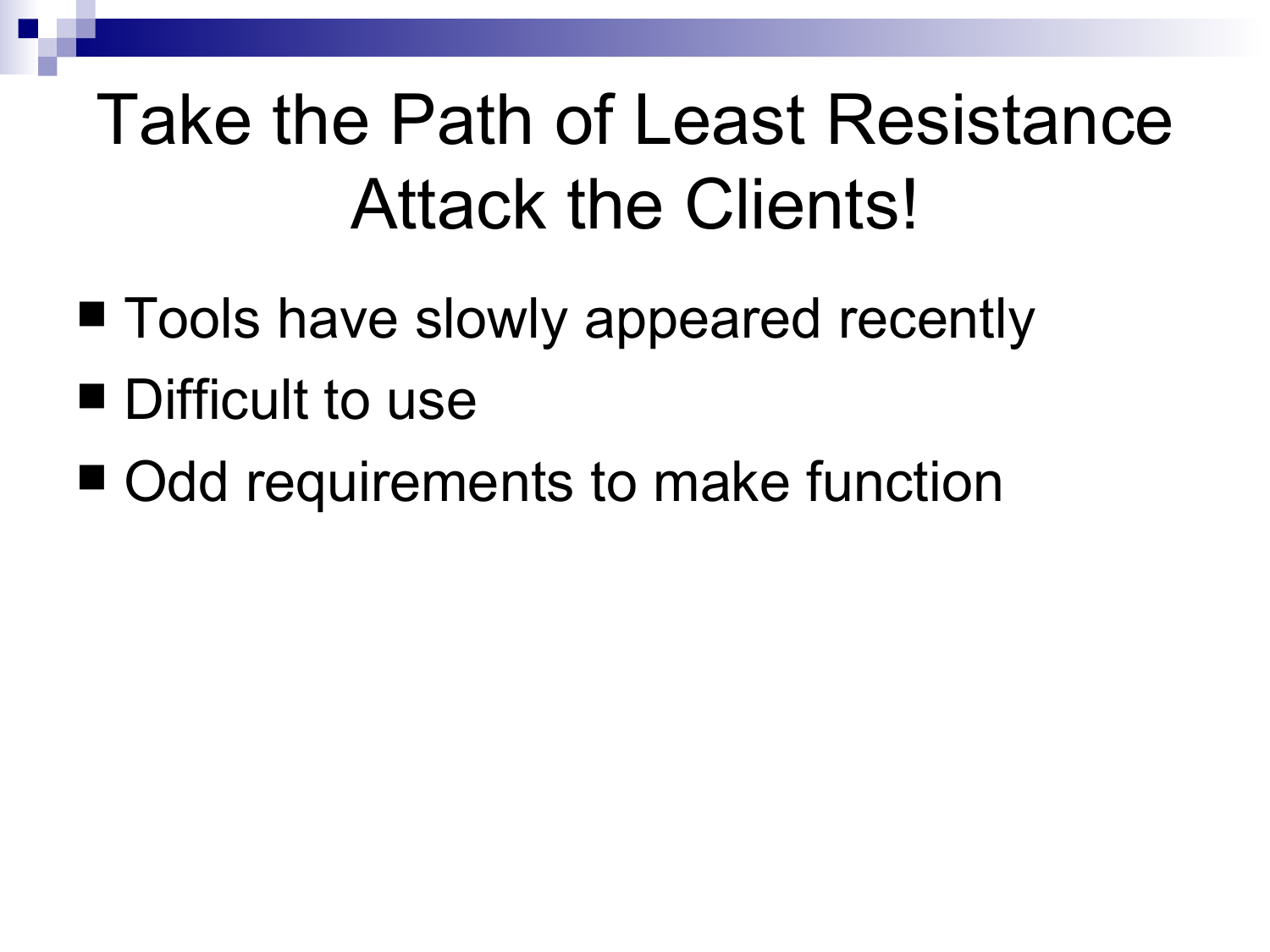# Take the Path of Least Resistance Attack the Clients!

- Tools have slowly appeared recently
- Difficult to use
- Odd requirements to make function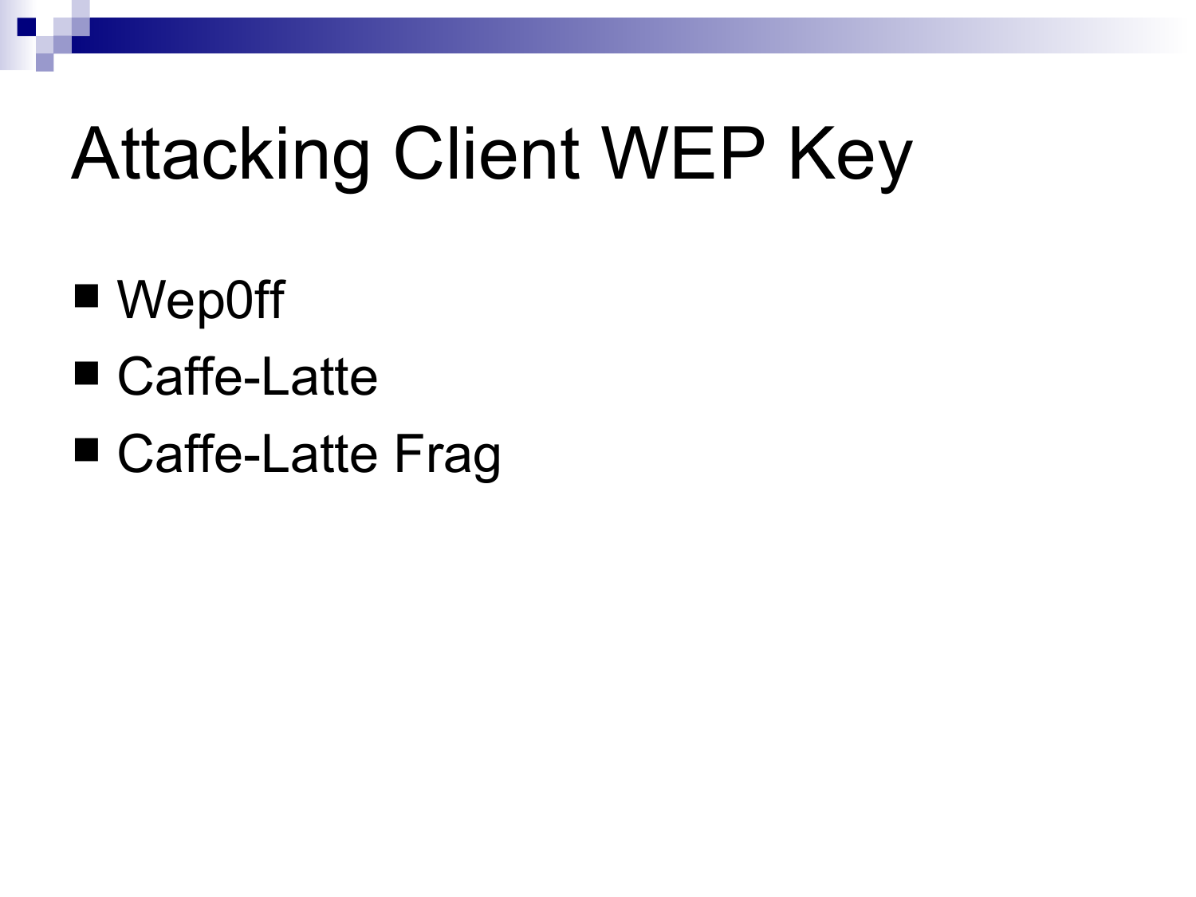# Attacking Client WEP Key

- Wep0ff
- Caffe-Latte
- Caffe-Latte Frag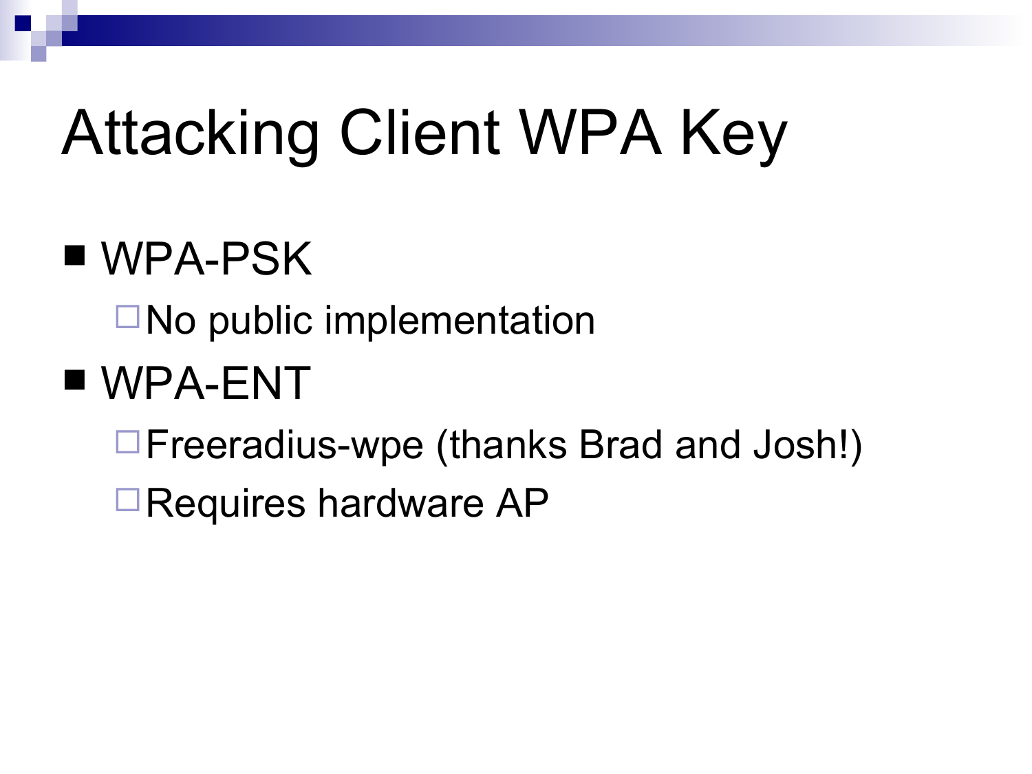# Attacking Client WPA Key

- WPA-PSK
  - No public implementation
- WPA-ENT
  - Freeradius-wpe (thanks Brad and Josh!)
  - Requires hardware AP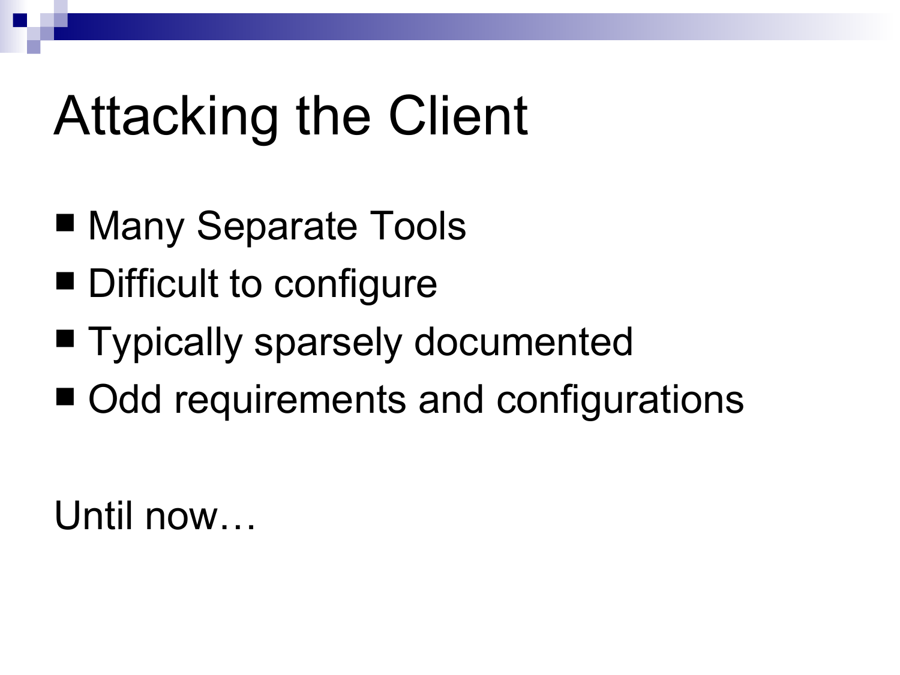# Attacking the Client

- Many Separate Tools
- Difficult to configure
- Typically sparsely documented
- Odd requirements and configurations

Until now…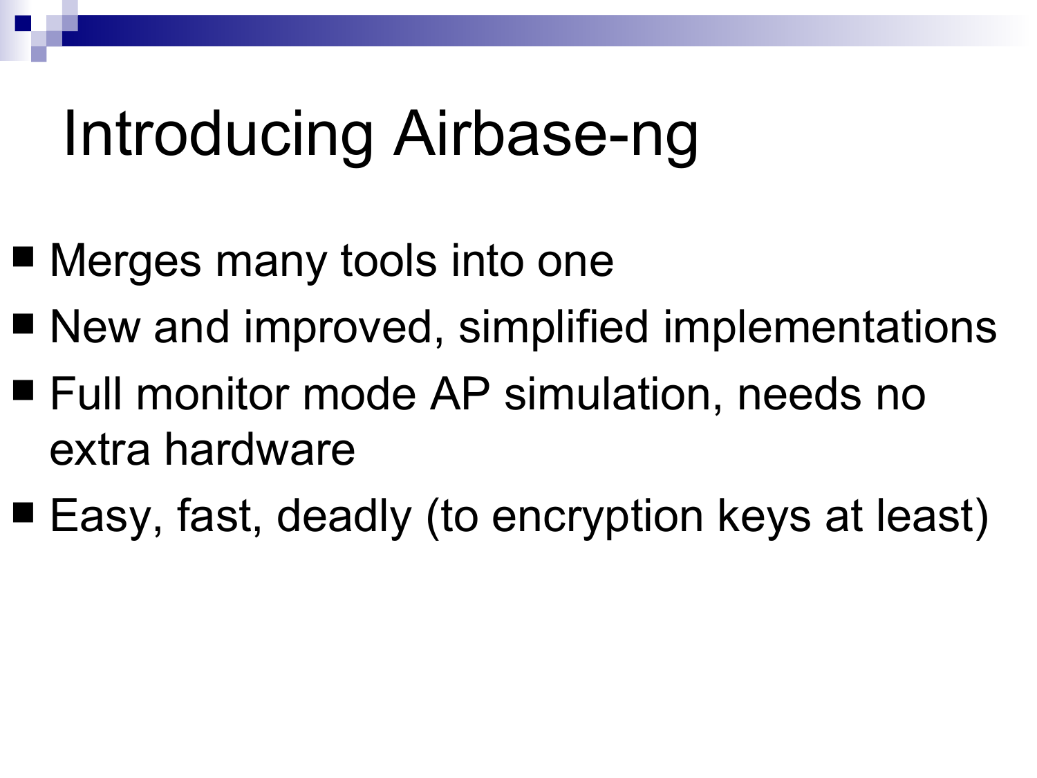# Introducing Airbase-ng

- Merges many tools into one
- New and improved, simplified implementations
- Full monitor mode AP simulation, needs no extra hardware
- Easy, fast, deadly (to encryption keys at least)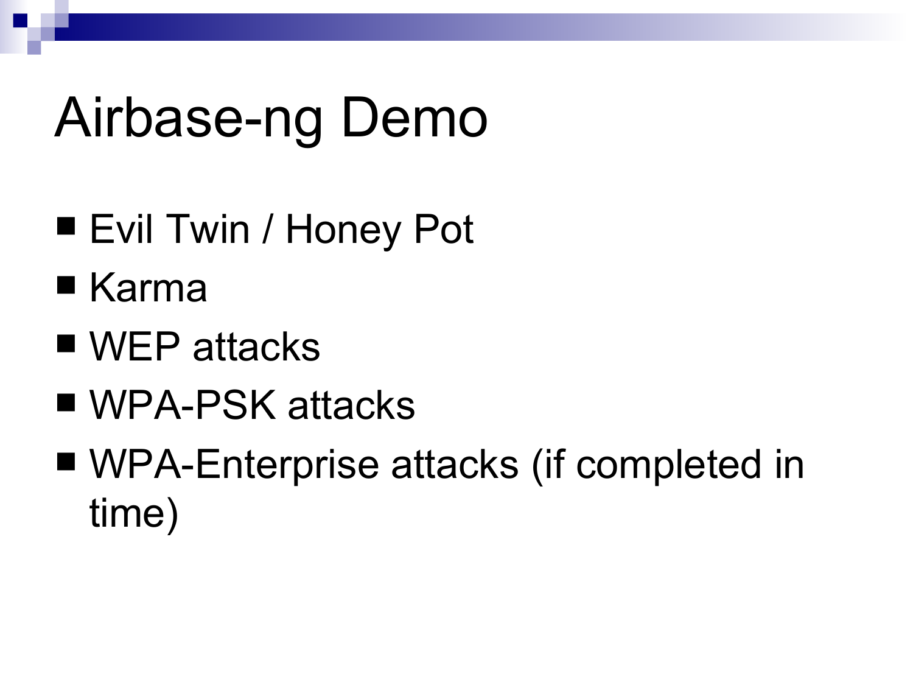# Airbase-ng Demo

- Evil Twin / Honey Pot
- Karma
- WEP attacks
- WPA-PSK attacks
- WPA-Enterprise attacks (if completed in time)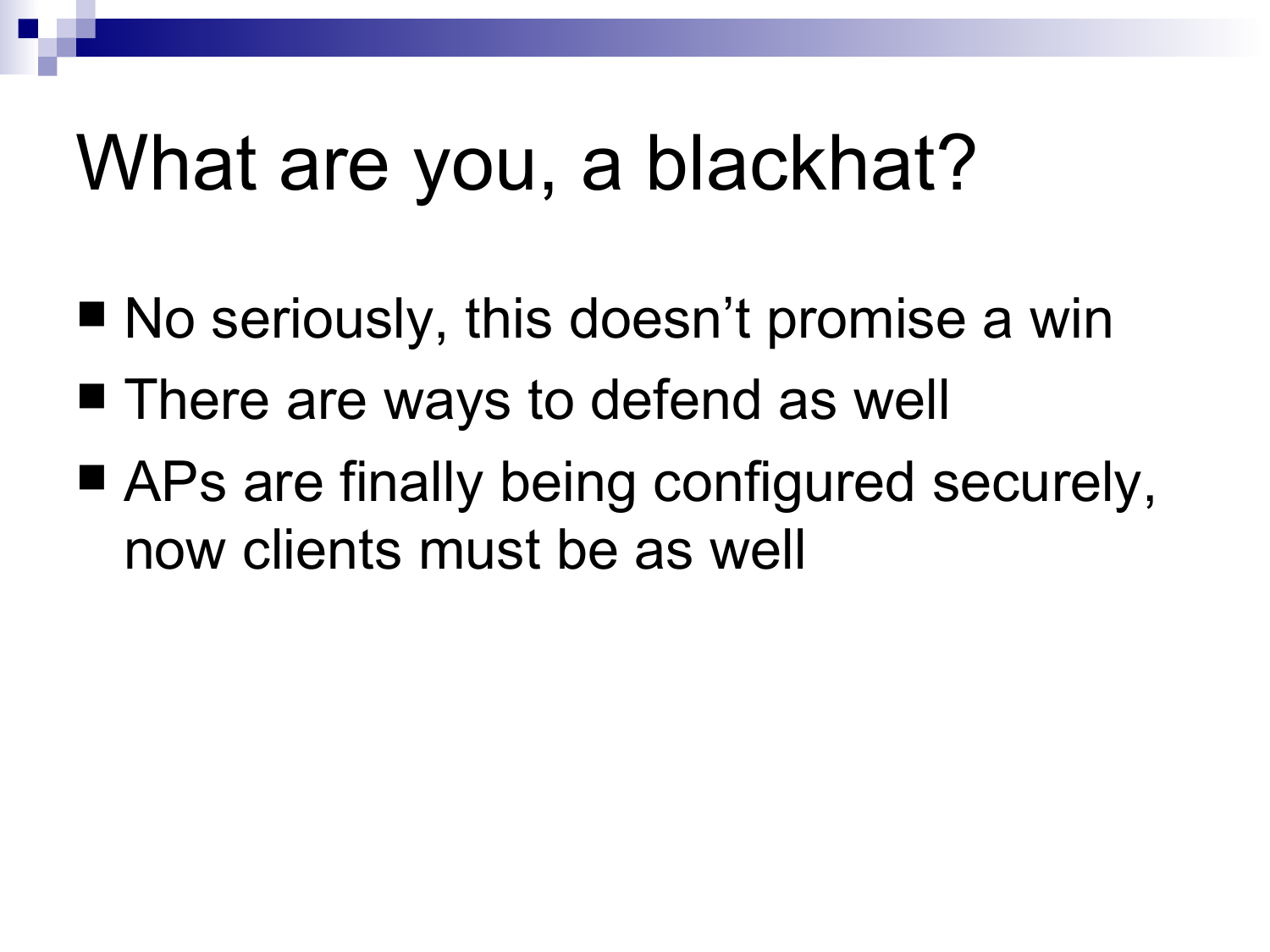# What are you, a blackhat?

- No seriously, this doesn't promise a win
- There are ways to defend as well
- APs are finally being configured securely, now clients must be as well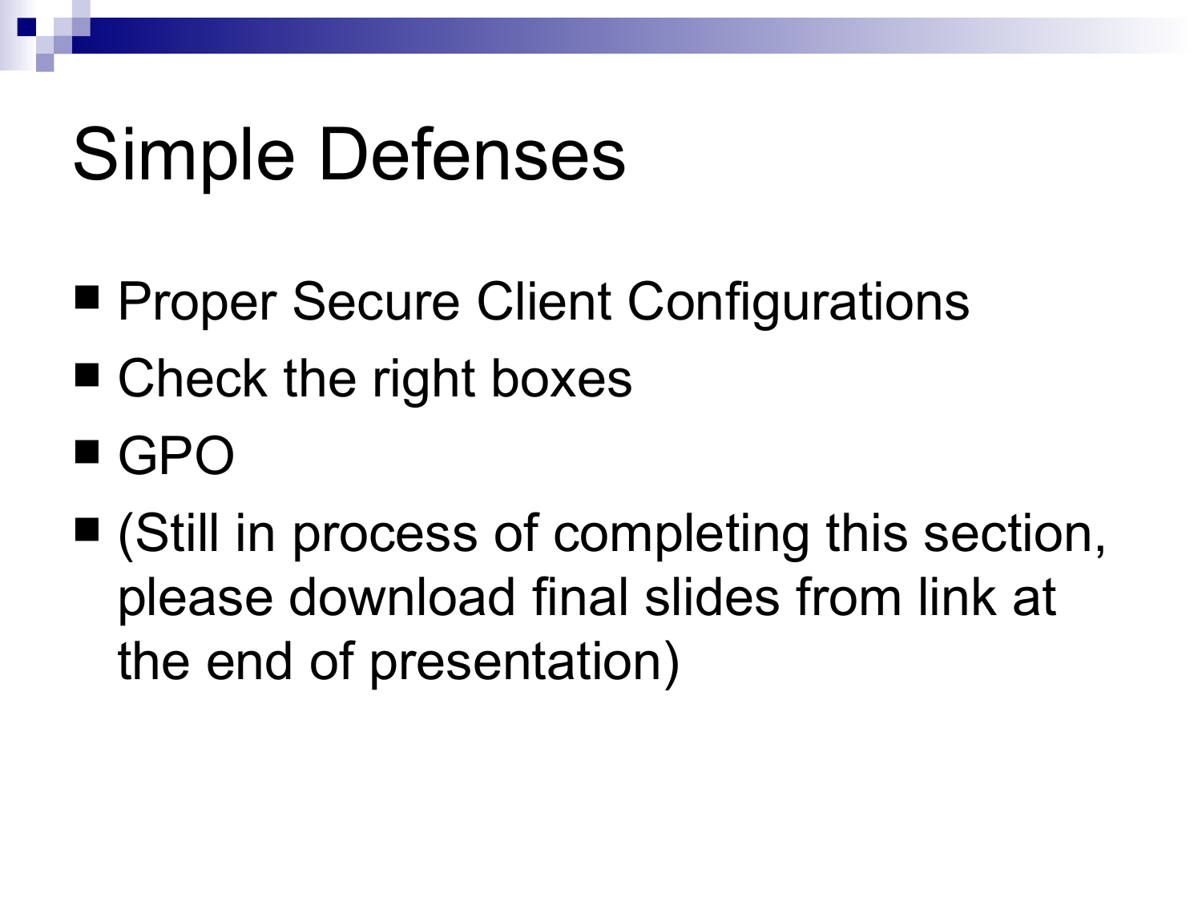# Simple Defenses

- Proper Secure Client Configurations
- Check the right boxes
- GPO
- (Still in process of completing this section, please download final slides from link at the end of presentation)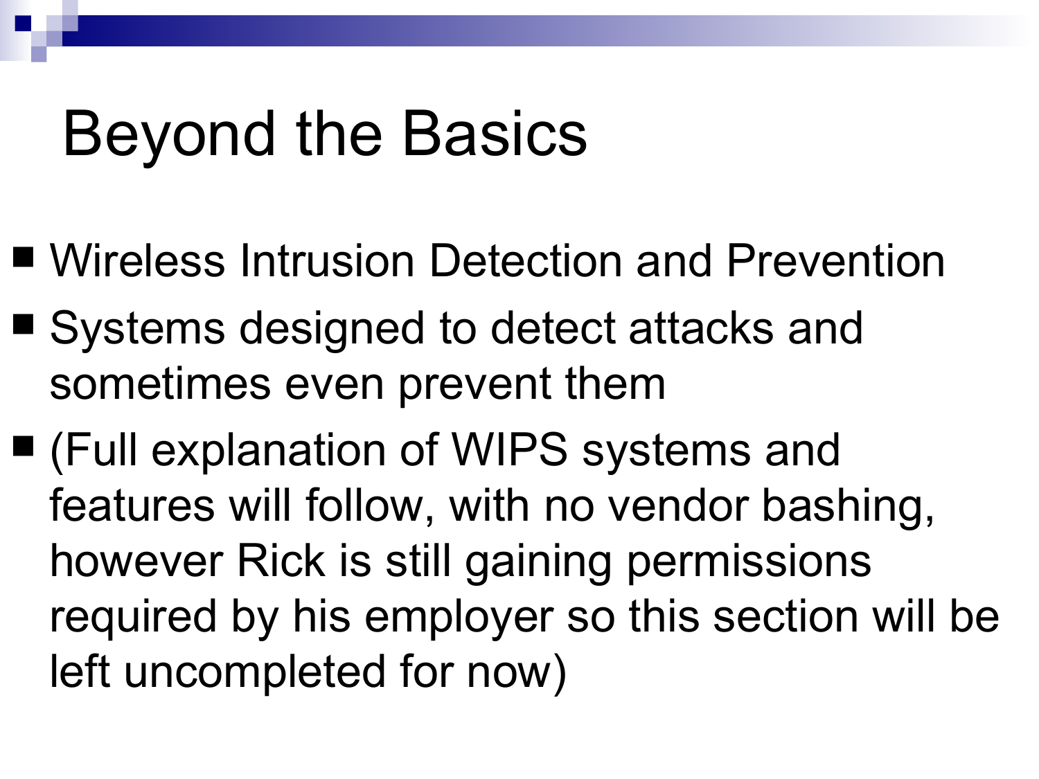# Beyond the Basics

- Wireless Intrusion Detection and Prevention
- Systems designed to detect attacks and sometimes even prevent them
- (Full explanation of WIPS systems and features will follow, with no vendor bashing, however Rick is still gaining permissions required by his employer so this section will be left uncompleted for now)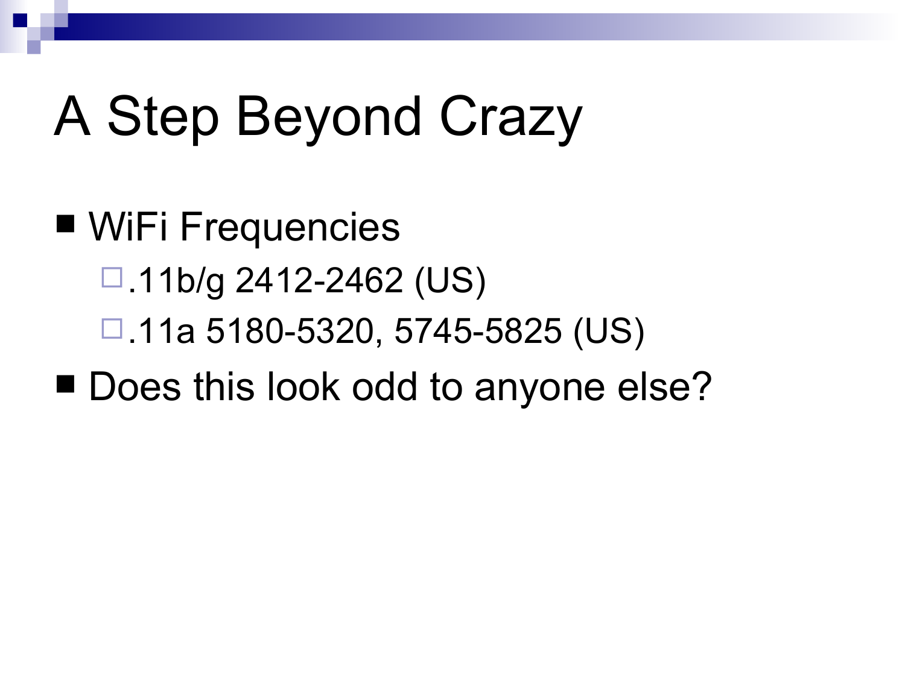# A Step Beyond Crazy

- WiFi Frequencies
  - .11b/g 2412-2462 (US)
  - .11a 5180-5320, 5745-5825 (US)
- Does this look odd to anyone else?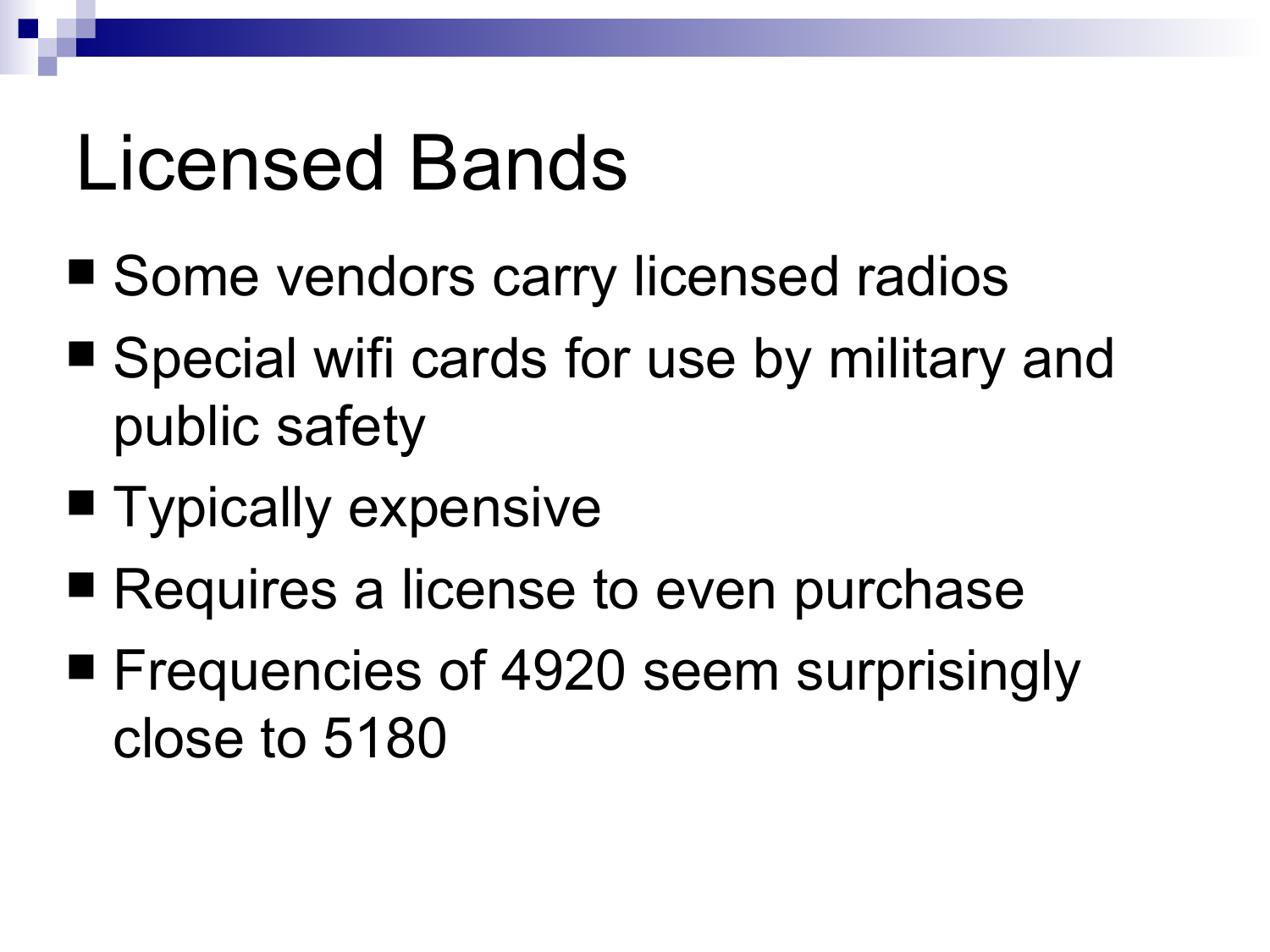# Licensed Bands

- Some vendors carry licensed radios
- Special wifi cards for use by military and public safety
- Typically expensive
- Requires a license to even purchase
- Frequencies of 4920 seem surprisingly close to 5180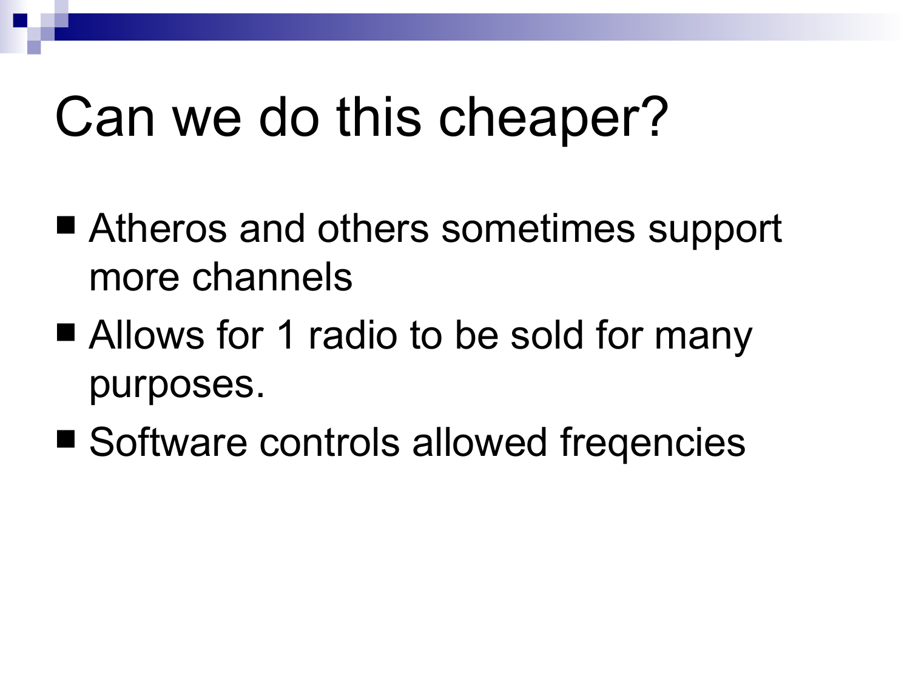# Can we do this cheaper?

- Atheros and others sometimes support more channels
- Allows for 1 radio to be sold for many purposes.
- Software controls allowed freqencies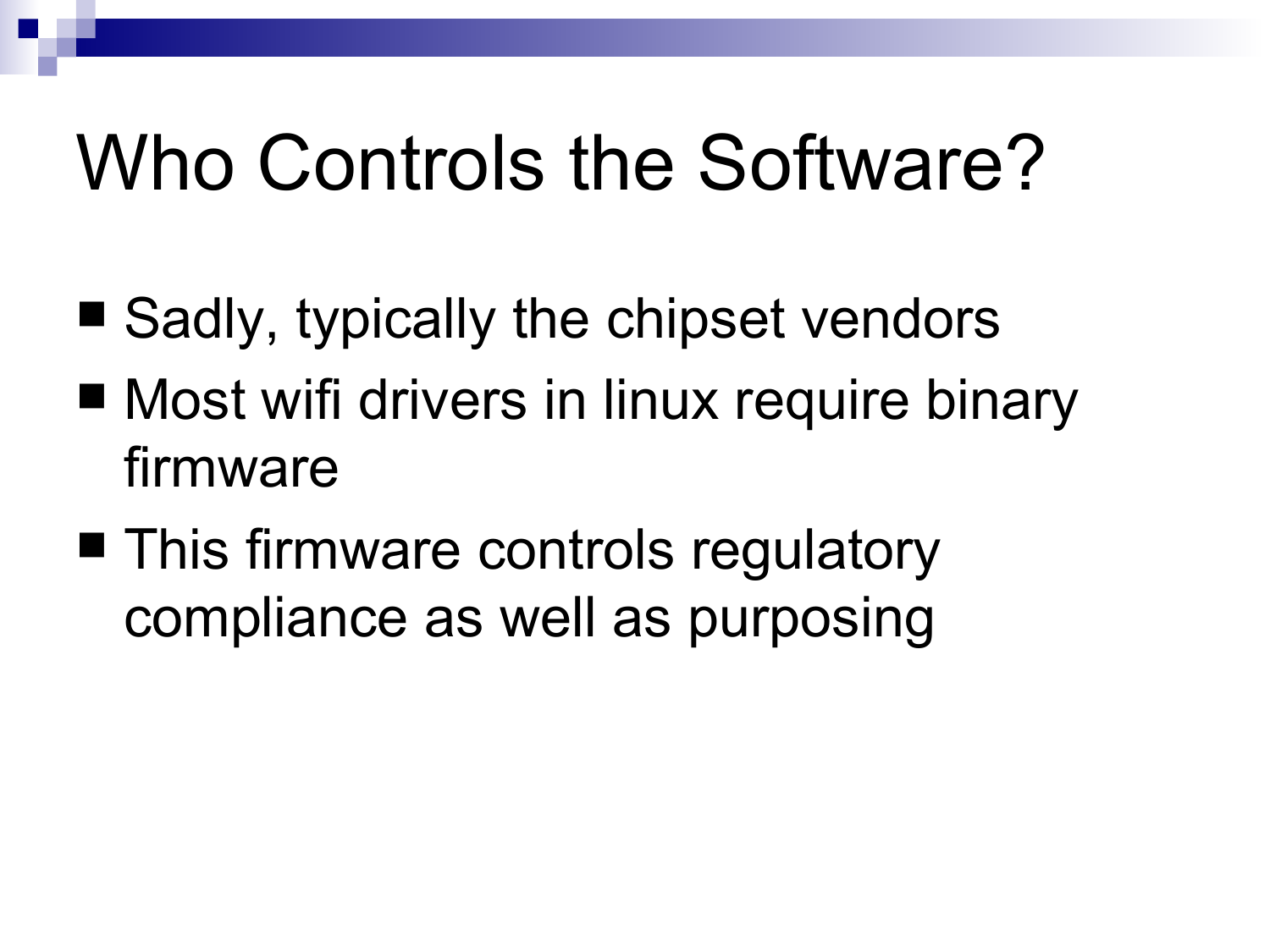# Who Controls the Software?

- Sadly, typically the chipset vendors
- Most wifi drivers in linux require binary firmware
- This firmware controls regulatory compliance as well as purposing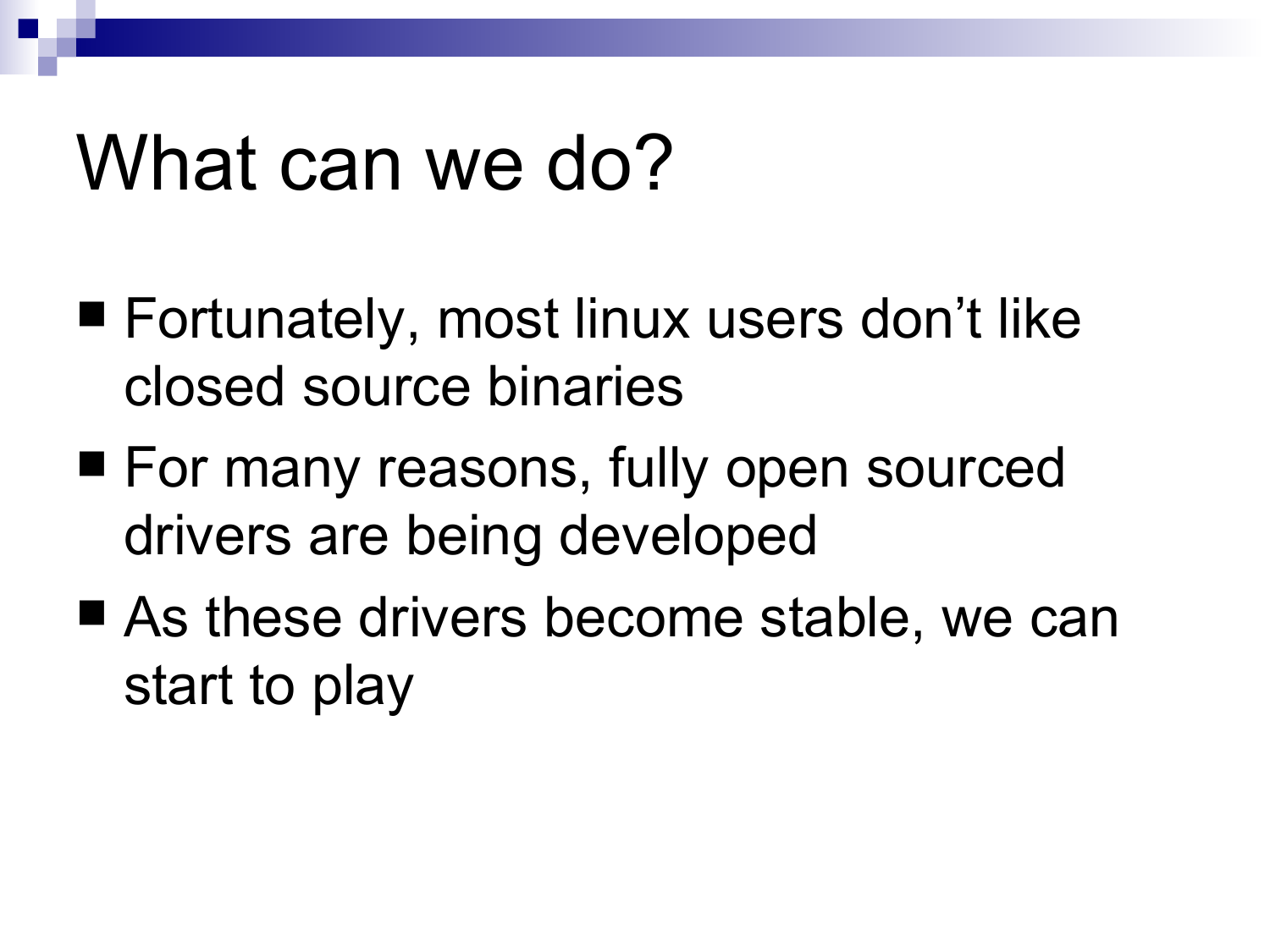# What can we do?

- Fortunately, most linux users don't like closed source binaries
- For many reasons, fully open sourced drivers are being developed
- As these drivers become stable, we can start to play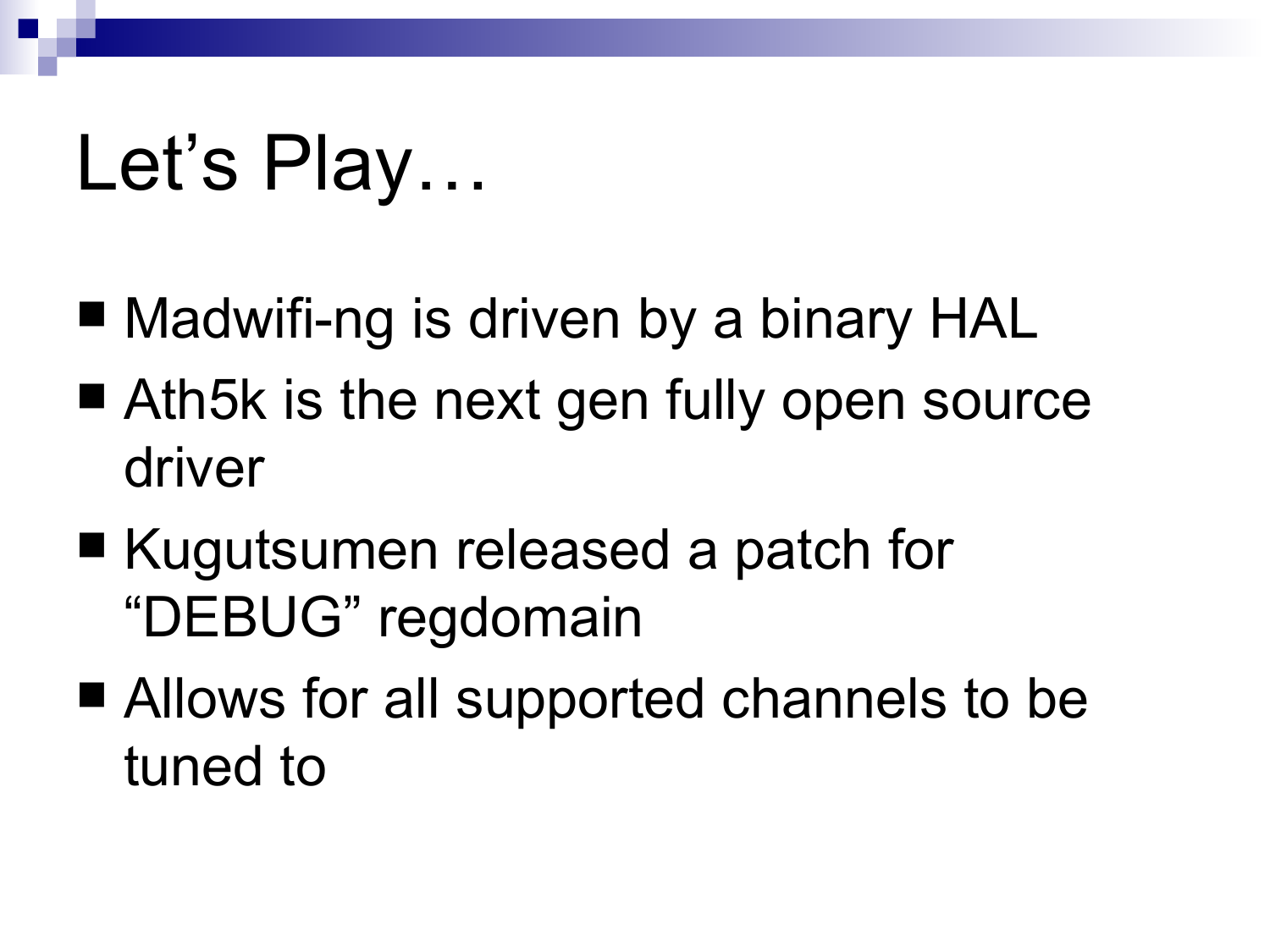# Let’s Play…

- Madwifi-ng is driven by a binary HAL
- Ath5k is the next gen fully open source driver
- Kugutsumen released a patch for “DEBUG” regdomain
- Allows for all supported channels to be tuned to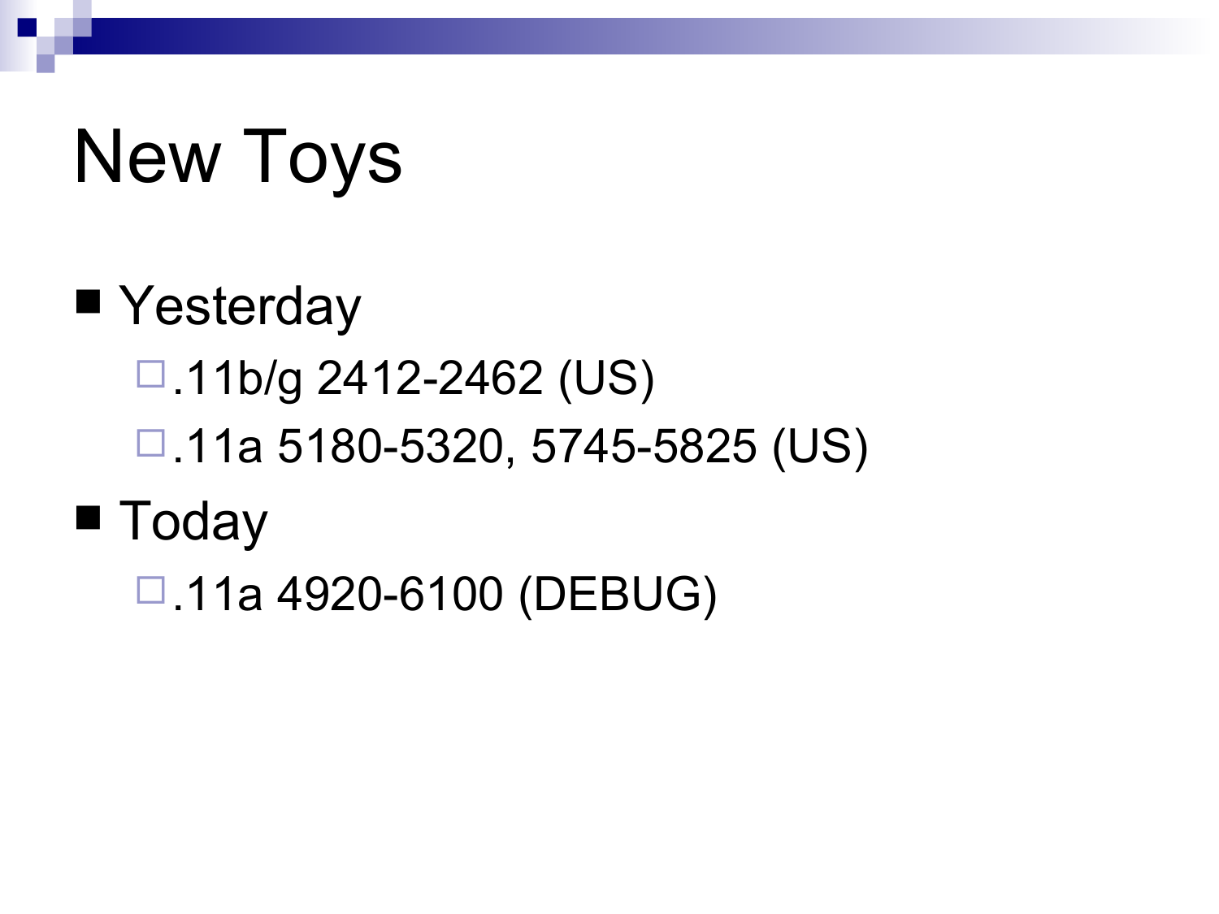# New Toys

- Yesterday
  - .11b/g 2412-2462 (US)
  - .11a 5180-5320, 5745-5825 (US)
- Today
  - .11a 4920-6100 (DEBUG)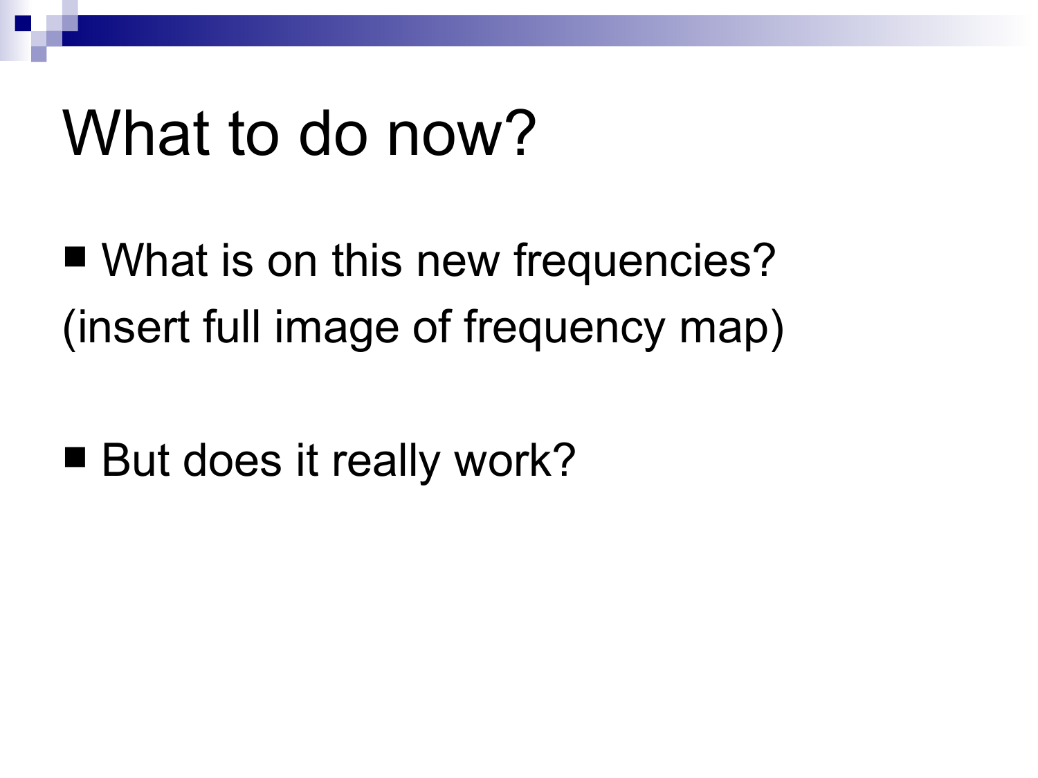# What to do now?

- What is on this new frequencies?

(insert full image of frequency map)

- But does it really work?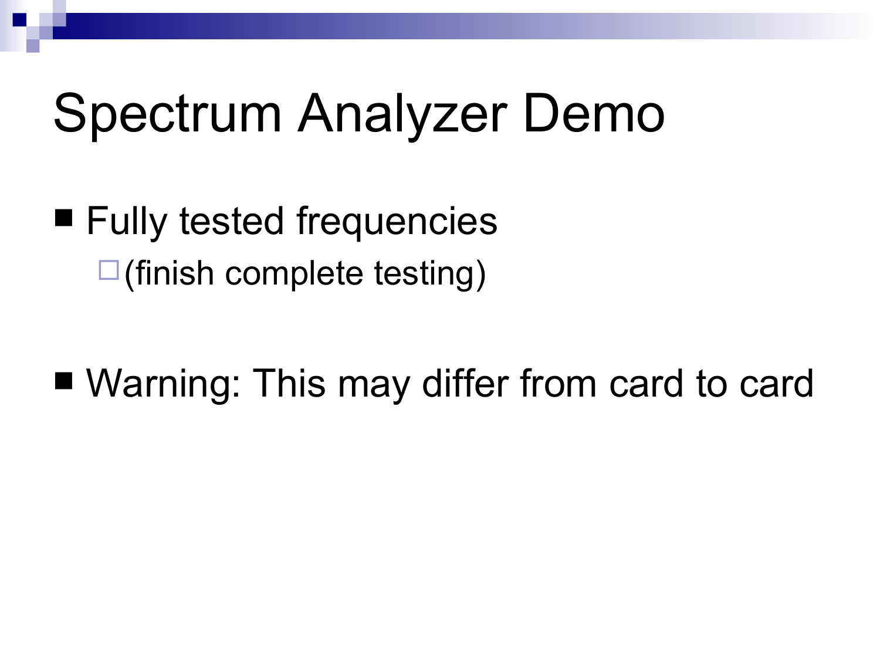# Spectrum Analyzer Demo

- Fully tested frequencies
  - (finish complete testing)

- Warning: This may differ from card to card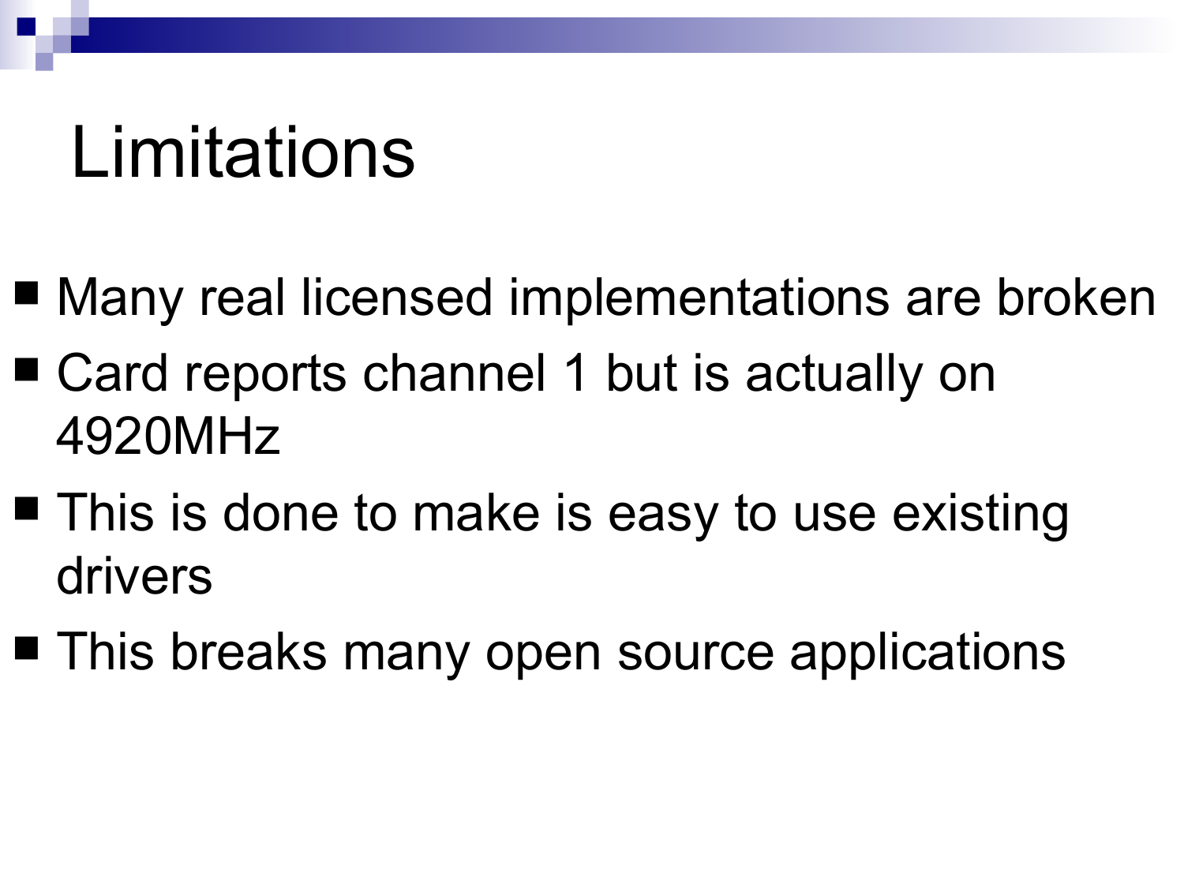# Limitations

- Many real licensed implementations are broken
- Card reports channel 1 but is actually on 4920MHz
- This is done to make is easy to use existing drivers
- This breaks many open source applications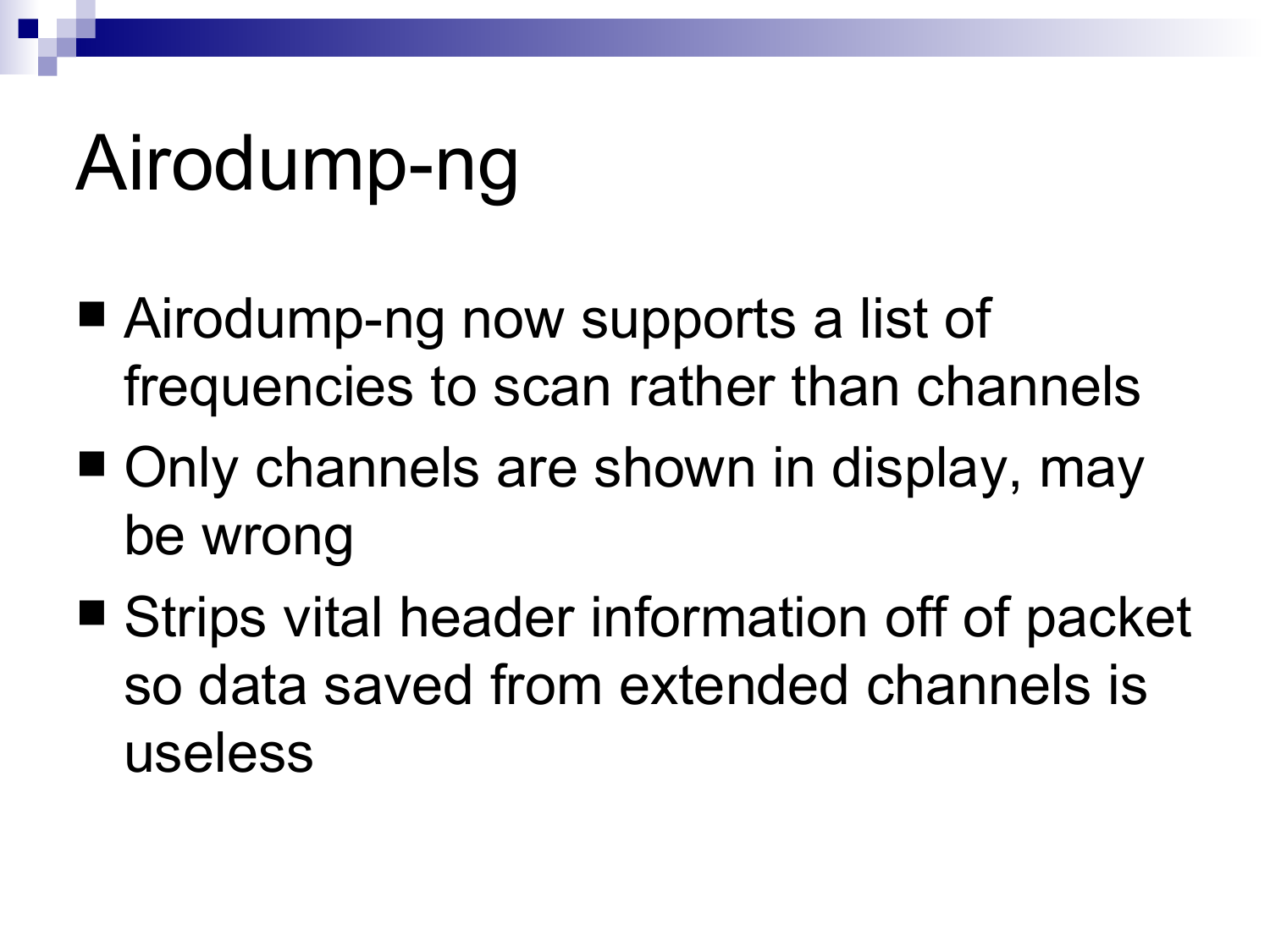# Airodump-ng

- Airodump-ng now supports a list of frequencies to scan rather than channels
- Only channels are shown in display, may be wrong
- Strips vital header information off of packet so data saved from extended channels is useless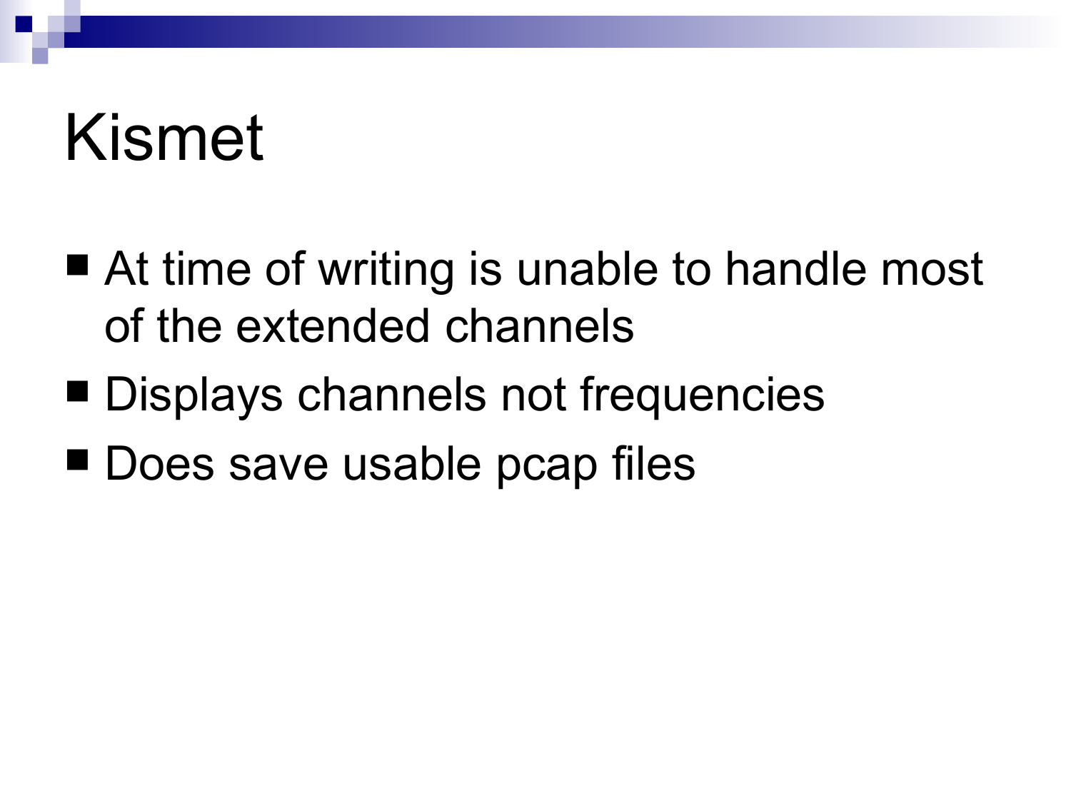# Kismet

- At time of writing is unable to handle most of the extended channels
- Displays channels not frequencies
- Does save usable pcap files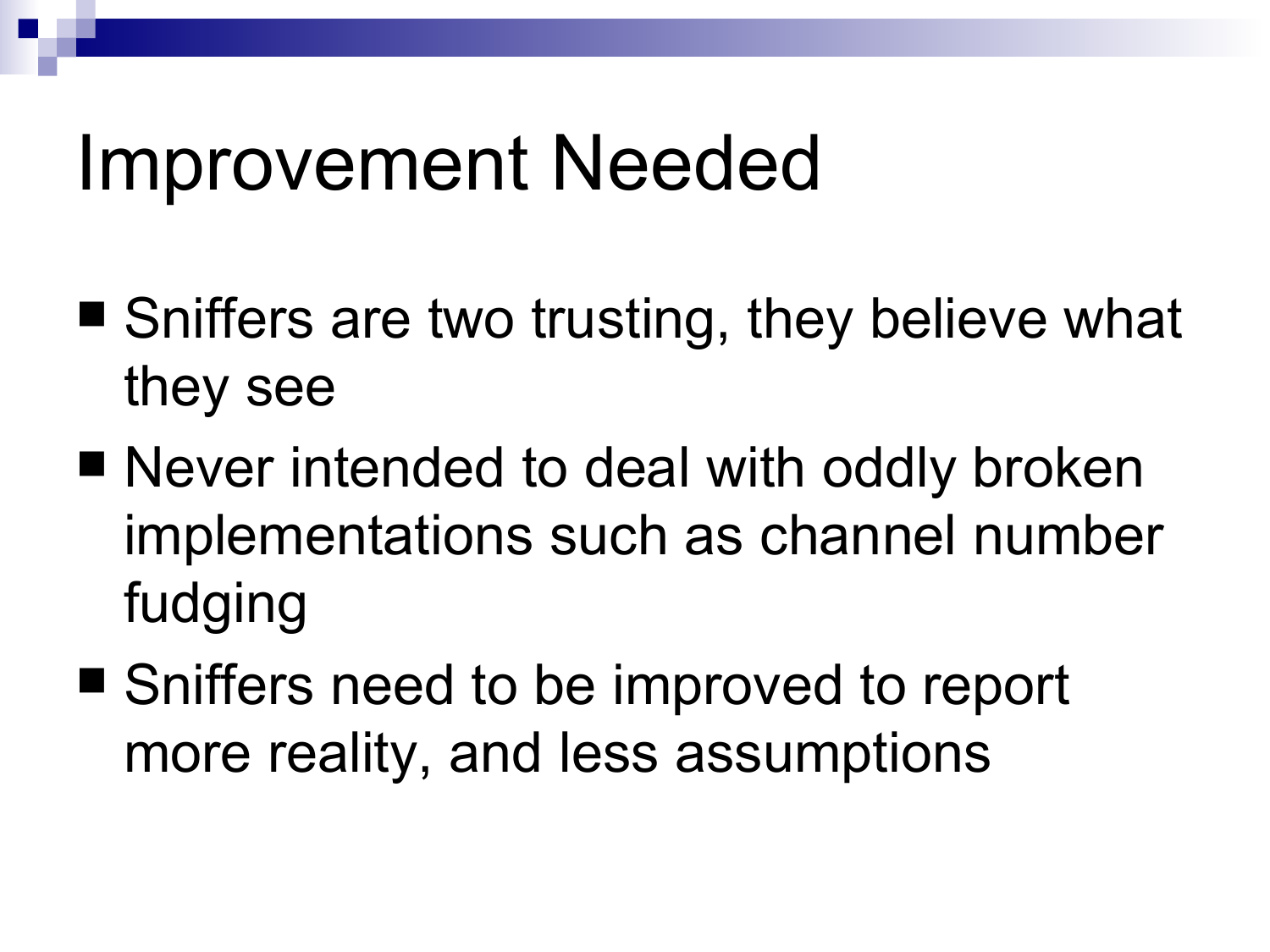# Improvement Needed

- Sniffers are two trusting, they believe what they see
- Never intended to deal with oddly broken implementations such as channel number fudging
- Sniffers need to be improved to report more reality, and less assumptions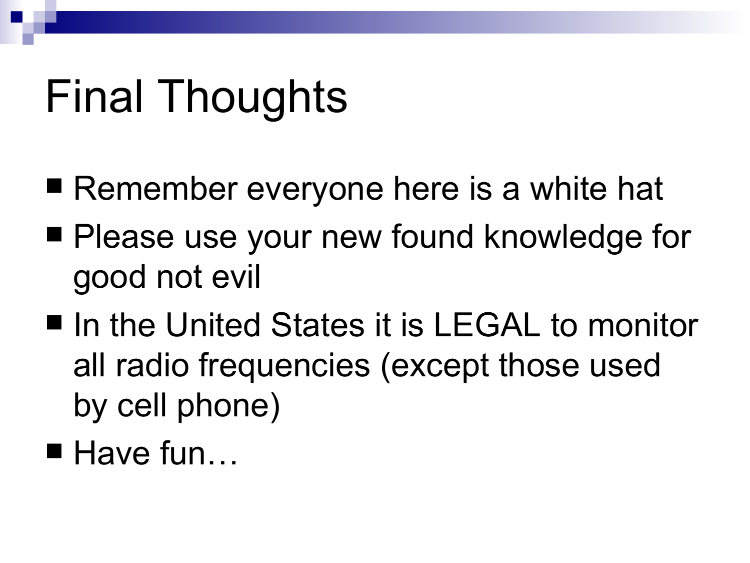# Final Thoughts

- Remember everyone here is a white hat
- Please use your new found knowledge for good not evil
- In the United States it is LEGAL to monitor all radio frequencies (except those used by cell phone)
- Have fun…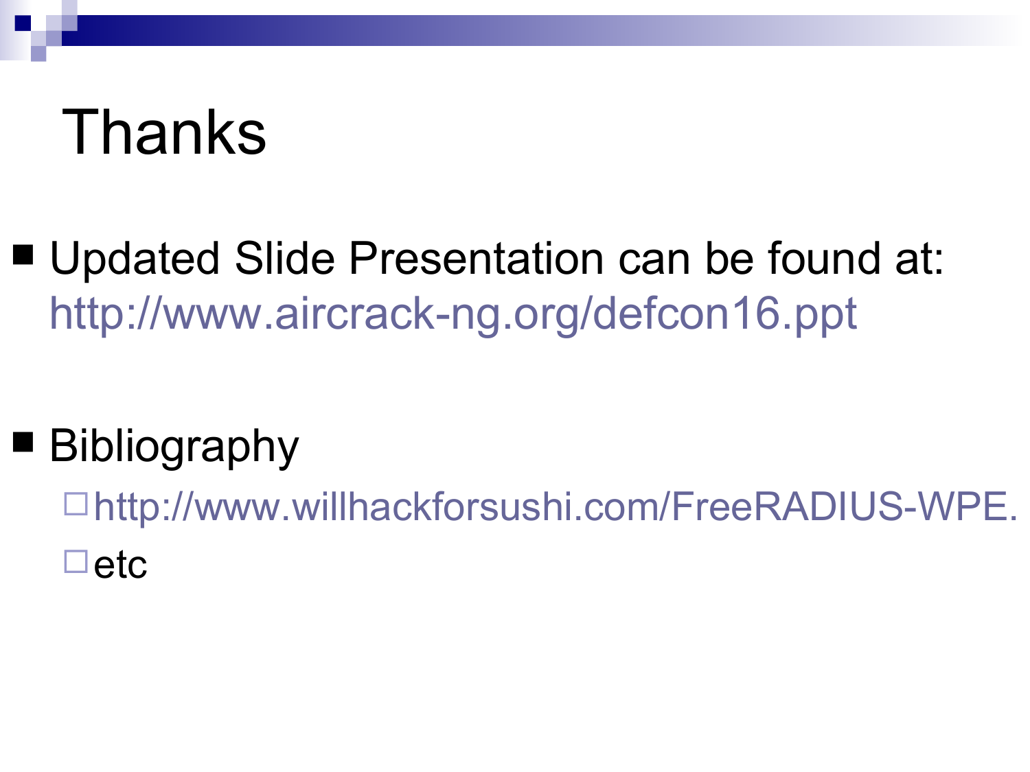# Thanks

- Updated Slide Presentation can be found at: http://www.aircrack-ng.org/defcon16.ppt

- Bibliography
  - http://www.willhackforsushi.com/FreeRADIUS-WPE.
  - etc